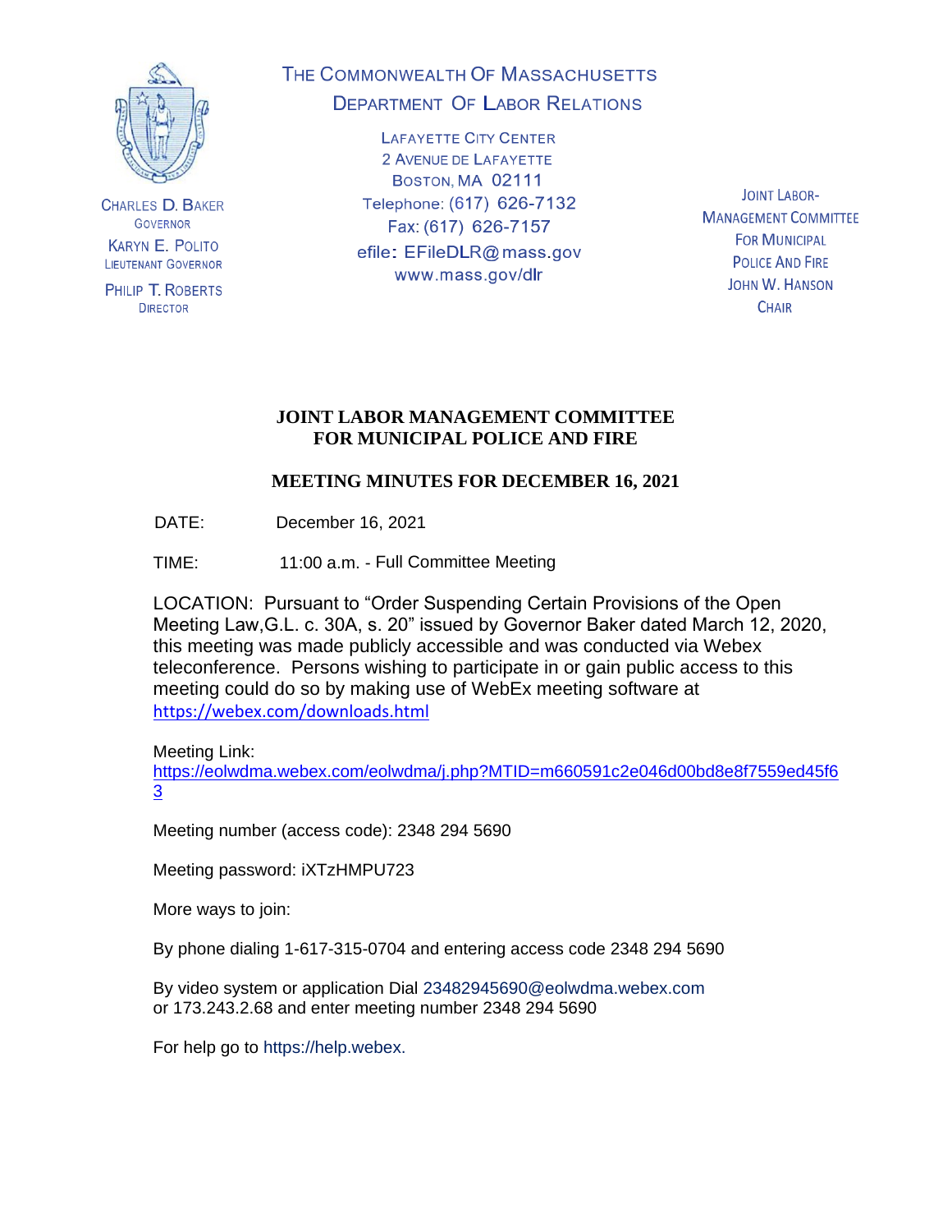THE COMMONWEALTH OF MASSACHUSETTS
DEPARTMENT OF LABOR RELATIONS

LAFAYETTE CITY CENTER
2 AVENUE DE LAFAYETTE
BOSTON, MA 02111
Telephone: (617) 626-7132
Fax: (617) 626-7157
efile: EFileDLR@mass.gov
www.mass.gov/dlr

CHARLES D. BAKER
GOVERNOR

KARYN E. POLITO
LIEUTENANT GOVERNOR

PHILIP T. ROBERTS
DIRECTOR

JOINT LABOR-MANAGEMENT COMMITTEE FOR MUNICIPAL POLICE AND FIRE
JOHN W. HANSON
CHAIR

# JOINT LABOR MANAGEMENT COMMITTEE FOR MUNICIPAL POLICE AND FIRE

## MEETING MINUTES FOR DECEMBER 16, 2021

DATE: December 16, 2021

TIME: 11:00 a.m. - Full Committee Meeting

LOCATION: Pursuant to "Order Suspending Certain Provisions of the Open Meeting Law,G.L. c. 30A, s. 20" issued by Governor Baker dated March 12, 2020, this meeting was made publicly accessible and was conducted via Webex teleconference. Persons wishing to participate in or gain public access to this meeting could do so by making use of WebEx meeting software at https://webex.com/downloads.html

Meeting Link:
https://eolwdma.webex.com/eolwdma/j.php?MTID=m660591c2e046d00bd8e8f7559ed45f63

Meeting number (access code): 2348 294 5690

Meeting password: iXTzHMPU723

More ways to join:

By phone dialing 1-617-315-0704 and entering access code 2348 294 5690

By video system or application Dial 23482945690@eolwdma.webex.com
or 173.243.2.68 and enter meeting number 2348 294 5690

For help go to https://help.webex.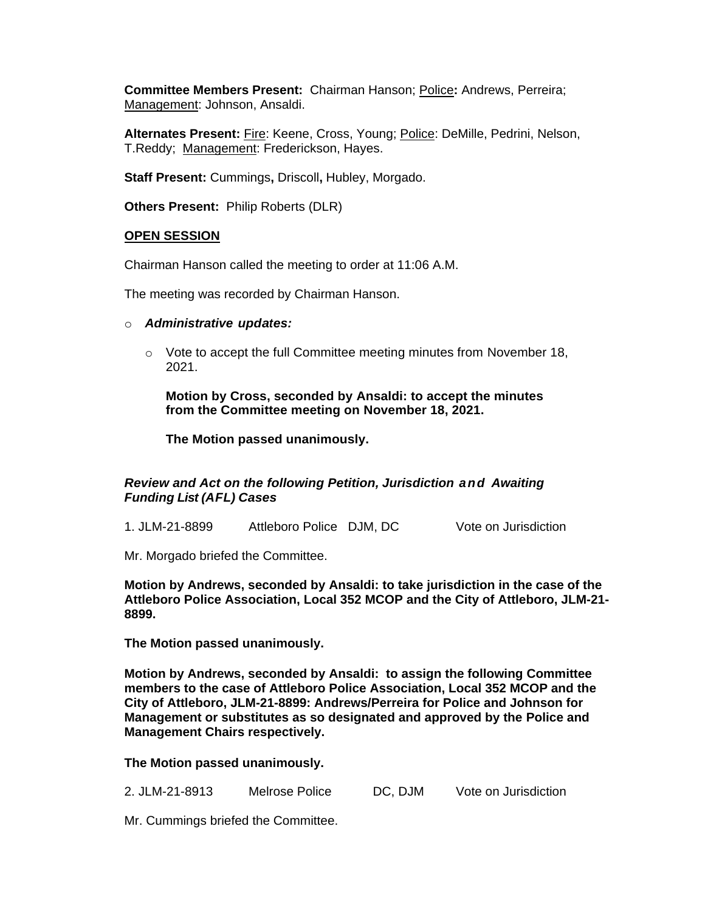**Committee Members Present:** Chairman Hanson; Police**:** Andrews, Perreira; Management: Johnson, Ansaldi.

**Alternates Present:** Fire: Keene, Cross, Young; Police: DeMille, Pedrini, Nelson, T.Reddy; Management: Frederickson, Hayes.

**Staff Present:** Cummings**,** Driscoll**,** Hubley, Morgado.

**Others Present:** Philip Roberts (DLR)

## OPEN SESSION

Chairman Hanson called the meeting to order at 11:06 A.M.

The meeting was recorded by Chairman Hanson.

- ***Administrative updates:***
  - Vote to accept the full Committee meeting minutes from November 18, 2021.

    **Motion by Cross, seconded by Ansaldi: to accept the minutes from the Committee meeting on November 18, 2021.**

    **The Motion passed unanimously.**

### *Review and Act on the following Petition, Jurisdiction and Awaiting Funding List (AFL) Cases*

1. JLM-21-8899 Attleboro Police DJM, DC Vote on Jurisdiction

Mr. Morgado briefed the Committee.

**Motion by Andrews, seconded by Ansaldi: to take jurisdiction in the case of the Attleboro Police Association, Local 352 MCOP and the City of Attleboro, JLM-21-8899.**

**The Motion passed unanimously.**

**Motion by Andrews, seconded by Ansaldi: to assign the following Committee members to the case of Attleboro Police Association, Local 352 MCOP and the City of Attleboro, JLM-21-8899: Andrews/Perreira for Police and Johnson for Management or substitutes as so designated and approved by the Police and Management Chairs respectively.**

**The Motion passed unanimously.**

2. JLM-21-8913 Melrose Police DC, DJM Vote on Jurisdiction

Mr. Cummings briefed the Committee.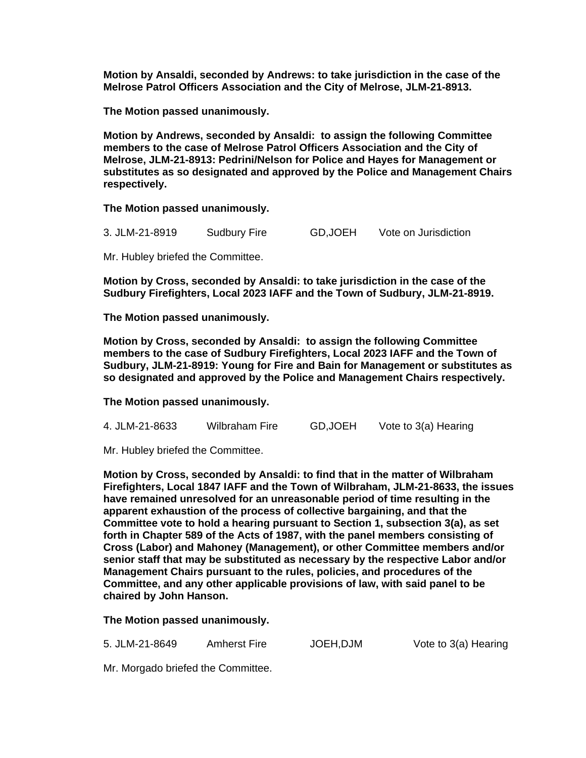**Motion by Ansaldi, seconded by Andrews: to take jurisdiction in the case of the Melrose Patrol Officers Association and the City of Melrose, JLM-21-8913.**

**The Motion passed unanimously.**

**Motion by Andrews, seconded by Ansaldi: to assign the following Committee members to the case of Melrose Patrol Officers Association and the City of Melrose, JLM-21-8913: Pedrini/Nelson for Police and Hayes for Management or substitutes as so designated and approved by the Police and Management Chairs respectively.**

**The Motion passed unanimously.**

3. JLM-21-8919 Sudbury Fire GD,JOEH Vote on Jurisdiction

Mr. Hubley briefed the Committee.

**Motion by Cross, seconded by Ansaldi: to take jurisdiction in the case of the Sudbury Firefighters, Local 2023 IAFF and the Town of Sudbury, JLM-21-8919.**

**The Motion passed unanimously.**

**Motion by Cross, seconded by Ansaldi: to assign the following Committee members to the case of Sudbury Firefighters, Local 2023 IAFF and the Town of Sudbury, JLM-21-8919: Young for Fire and Bain for Management or substitutes as so designated and approved by the Police and Management Chairs respectively.**

**The Motion passed unanimously.**

4. JLM-21-8633 Wilbraham Fire GD,JOEH Vote to 3(a) Hearing

Mr. Hubley briefed the Committee.

**Motion by Cross, seconded by Ansaldi: to find that in the matter of Wilbraham Firefighters, Local 1847 IAFF and the Town of Wilbraham, JLM-21-8633, the issues have remained unresolved for an unreasonable period of time resulting in the apparent exhaustion of the process of collective bargaining, and that the Committee vote to hold a hearing pursuant to Section 1, subsection 3(a), as set forth in Chapter 589 of the Acts of 1987, with the panel members consisting of Cross (Labor) and Mahoney (Management), or other Committee members and/or senior staff that may be substituted as necessary by the respective Labor and/or Management Chairs pursuant to the rules, policies, and procedures of the Committee, and any other applicable provisions of law, with said panel to be chaired by John Hanson.**

**The Motion passed unanimously.**

5. JLM-21-8649 Amherst Fire JOEH,DJM Vote to 3(a) Hearing

Mr. Morgado briefed the Committee.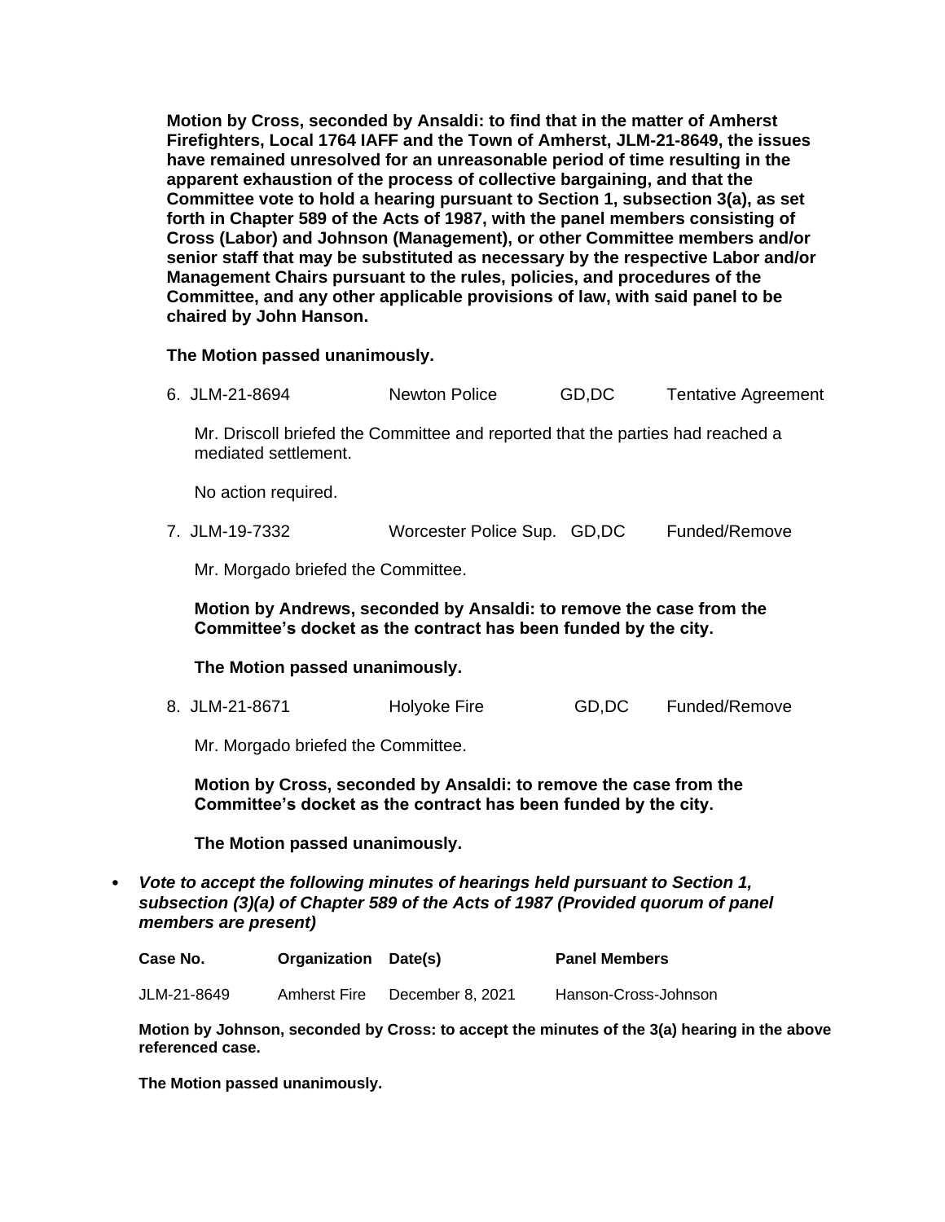**Motion by Cross, seconded by Ansaldi: to find that in the matter of Amherst Firefighters, Local 1764 IAFF and the Town of Amherst, JLM-21-8649, the issues have remained unresolved for an unreasonable period of time resulting in the apparent exhaustion of the process of collective bargaining, and that the Committee vote to hold a hearing pursuant to Section 1, subsection 3(a), as set forth in Chapter 589 of the Acts of 1987, with the panel members consisting of Cross (Labor) and Johnson (Management), or other Committee members and/or senior staff that may be substituted as necessary by the respective Labor and/or Management Chairs pursuant to the rules, policies, and procedures of the Committee, and any other applicable provisions of law, with said panel to be chaired by John Hanson.**

**The Motion passed unanimously.**

6. JLM-21-8694 Newton Police GD,DC Tentative Agreement

   Mr. Driscoll briefed the Committee and reported that the parties had reached a mediated settlement.

   No action required.

7. JLM-19-7332 Worcester Police Sup. GD,DC Funded/Remove

   Mr. Morgado briefed the Committee.

   **Motion by Andrews, seconded by Ansaldi: to remove the case from the Committee's docket as the contract has been funded by the city.**

   **The Motion passed unanimously.**

8. JLM-21-8671 Holyoke Fire GD,DC Funded/Remove

   Mr. Morgado briefed the Committee.

   **Motion by Cross, seconded by Ansaldi: to remove the case from the Committee's docket as the contract has been funded by the city.**

   **The Motion passed unanimously.**

- ***Vote to accept the following minutes of hearings held pursuant to Section 1, subsection (3)(a) of Chapter 589 of the Acts of 1987 (Provided quorum of panel members are present)***

| Case No. | Organization | Date(s) | Panel Members |
|---|---|---|---|
| JLM-21-8649 | Amherst Fire | December 8, 2021 | Hanson-Cross-Johnson |

**Motion by Johnson, seconded by Cross: to accept the minutes of the 3(a) hearing in the above referenced case.**

**The Motion passed unanimously.**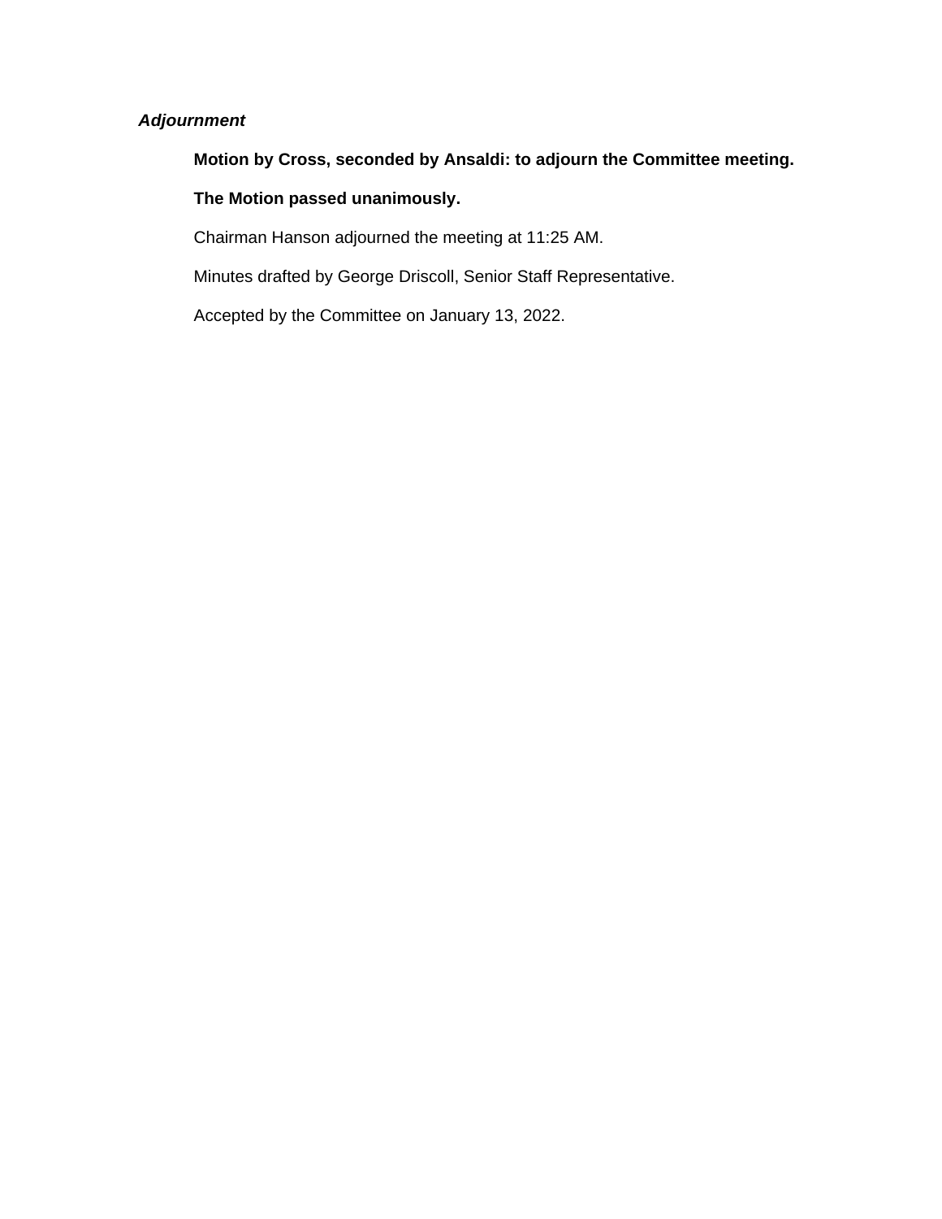***Adjournment***

**Motion by Cross, seconded by Ansaldi: to adjourn the Committee meeting.**

**The Motion passed unanimously.**

Chairman Hanson adjourned the meeting at 11:25 AM.

Minutes drafted by George Driscoll, Senior Staff Representative.

Accepted by the Committee on January 13, 2022.